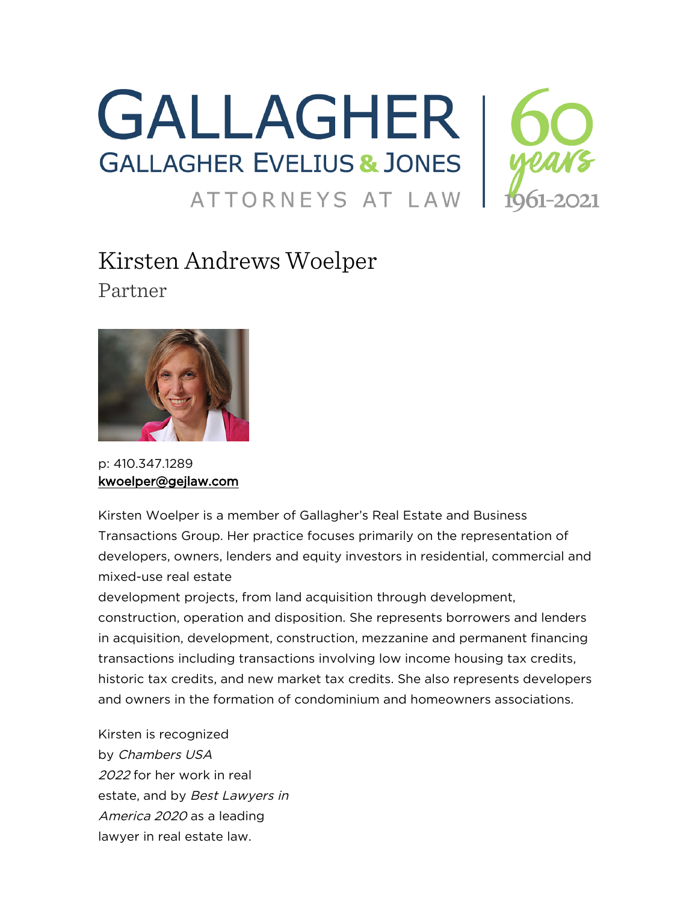GALLAGHER

GALLAGHER EVELIUS & JONES

ATTORNEYS AT LAW

60 years 1961-2021

# Kirsten Andrews Woelper

## Partner

p: 410.347.1289
kwoelper@gejlaw.com

Kirsten Woelper is a member of Gallagher's Real Estate and Business Transactions Group. Her practice focuses primarily on the representation of developers, owners, lenders and equity investors in residential, commercial and mixed-use real estate development projects, from land acquisition through development, construction, operation and disposition. She represents borrowers and lenders in acquisition, development, construction, mezzanine and permanent financing transactions including transactions involving low income housing tax credits, historic tax credits, and new market tax credits. She also represents developers and owners in the formation of condominium and homeowners associations.

Kirsten is recognized by *Chambers USA 2022* for her work in real estate, and by *Best Lawyers in America 2020* as a leading lawyer in real estate law.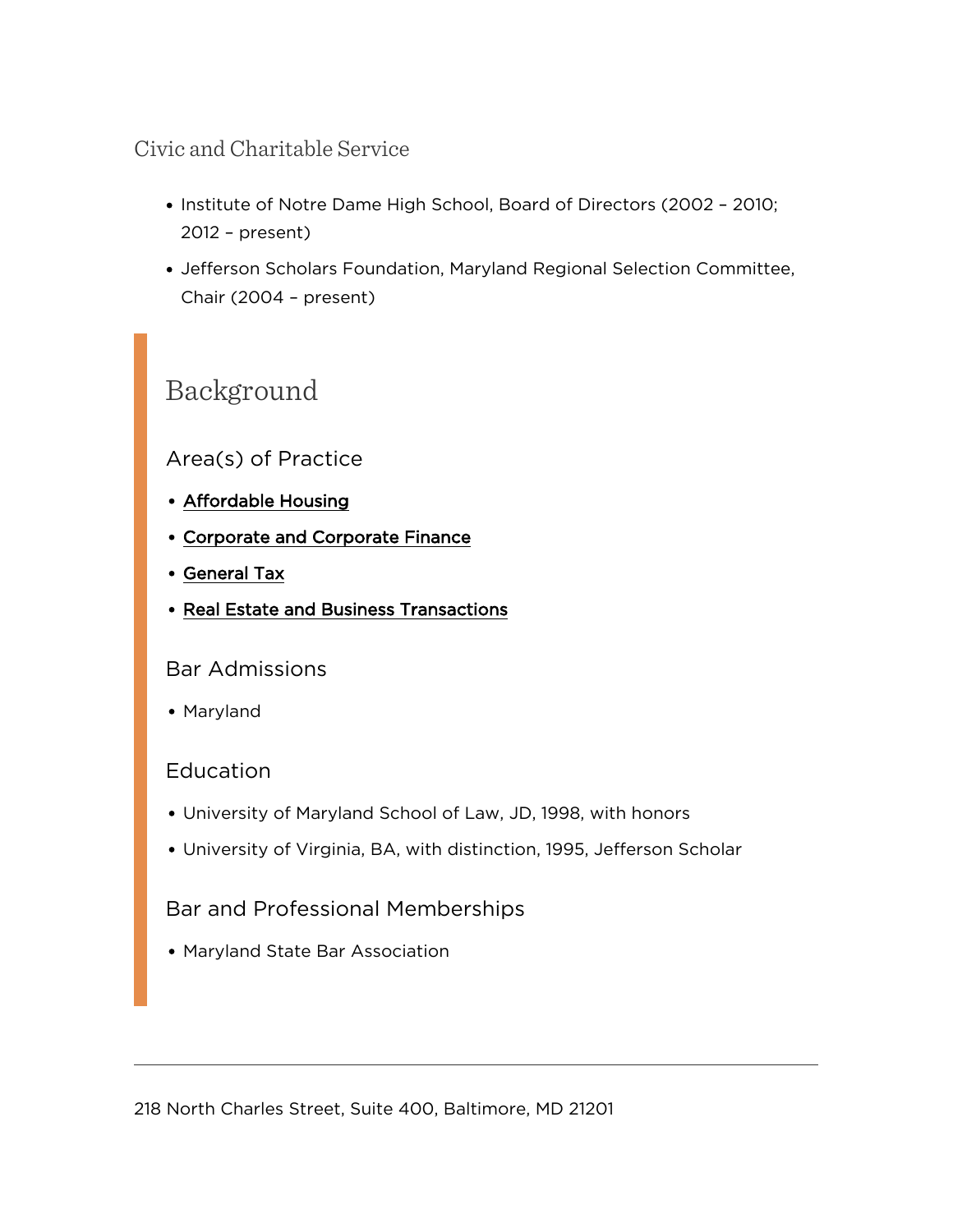## Civic and Charitable Service

- Institute of Notre Dame High School, Board of Directors (2002 – 2010; 2012 – present)
- Jefferson Scholars Foundation, Maryland Regional Selection Committee, Chair (2004 – present)

# Background

### Area(s) of Practice

- Affordable Housing
- Corporate and Corporate Finance
- General Tax
- Real Estate and Business Transactions

### Bar Admissions

- Maryland

### Education

- University of Maryland School of Law, JD, 1998, with honors
- University of Virginia, BA, with distinction, 1995, Jefferson Scholar

### Bar and Professional Memberships

- Maryland State Bar Association

---

218 North Charles Street, Suite 400, Baltimore, MD 21201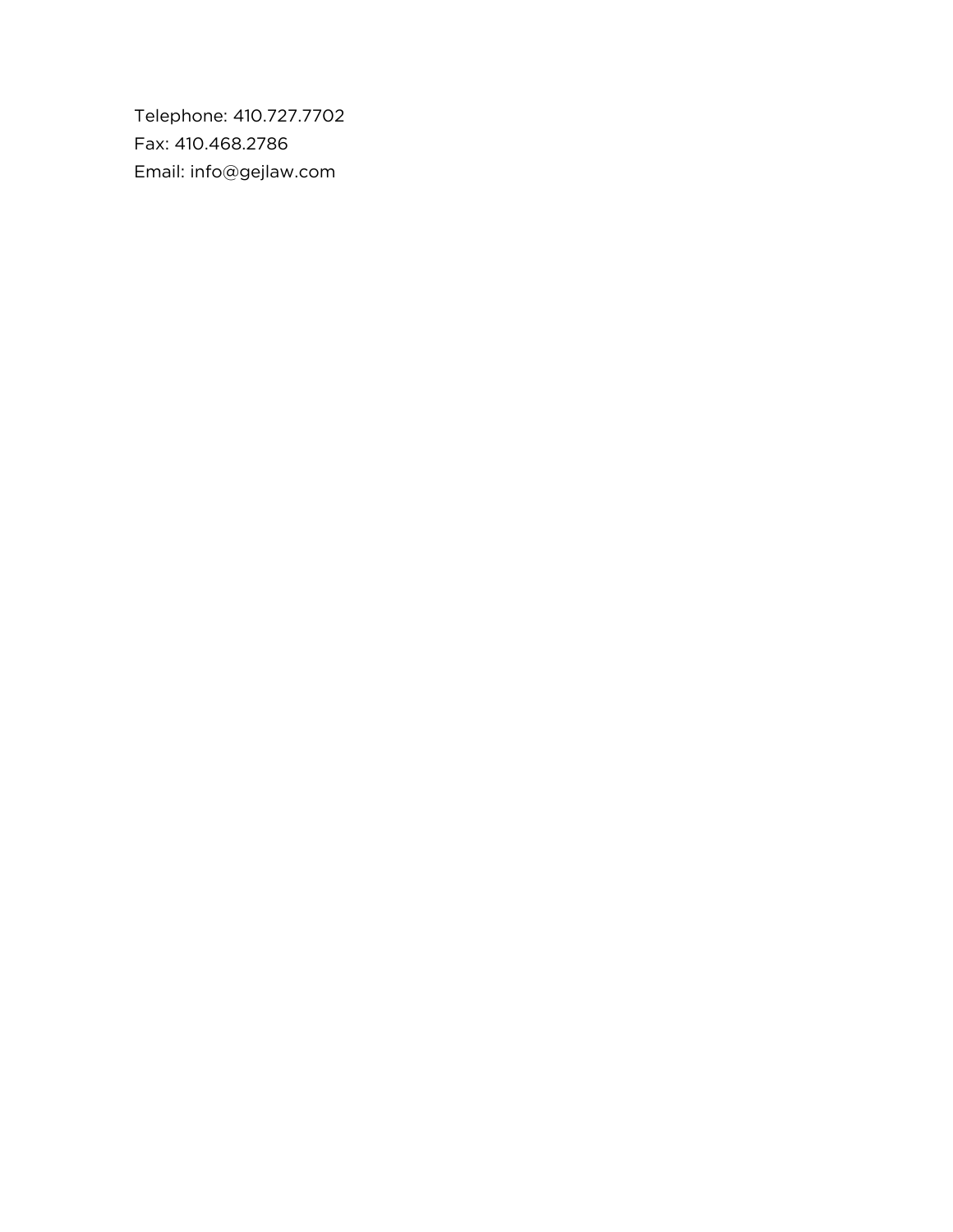Telephone: 410.727.7702
Fax: 410.468.2786
Email: info@gejlaw.com